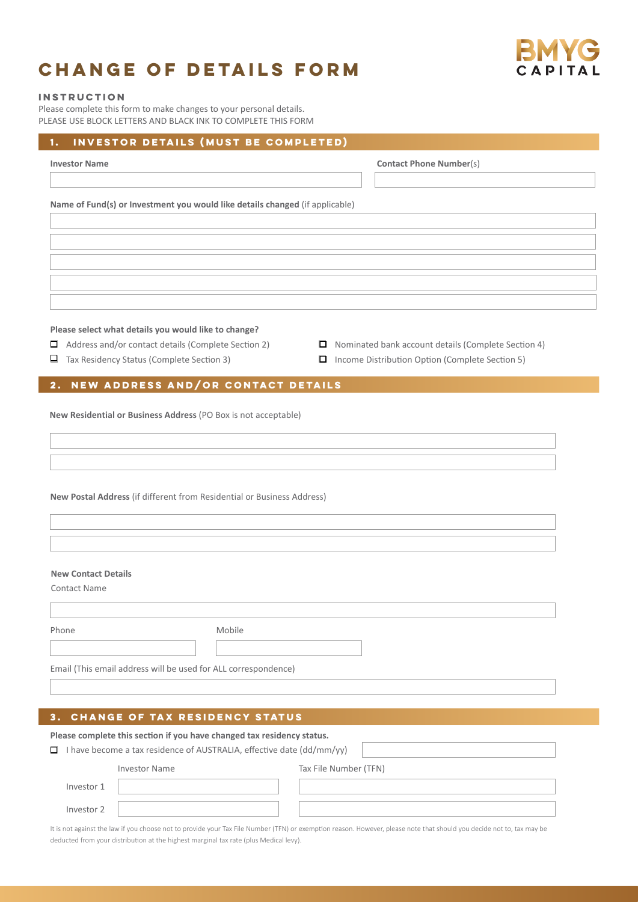# CHANGE OF DETAILS FORM

BMYG CAPITAL

## INSTRUCTION

Please complete this form to make changes to your personal details.
PLEASE USE BLOCK LETTERS AND BLACK INK TO COMPLETE THIS FORM

## 1. INVESTOR DETAILS (MUST BE COMPLETED)

**Investor Name** | **Contact Phone Number**(s)

**Name of Fund(s) or Investment you would like details changed** (if applicable)

**Please select what details you would like to change?**

- ☐ Address and/or contact details (Complete Section 2)
- ☐ Nominated bank account details (Complete Section 4)
- ☐ Tax Residency Status (Complete Section 3)
- ☐ Income Distribution Option (Complete Section 5)

## 2. NEW ADDRESS AND/OR CONTACT DETAILS

**New Residential or Business Address** (PO Box is not acceptable)

**New Postal Address** (if different from Residential or Business Address)

**New Contact Details**

Contact Name

Phone | Mobile

Email (This email address will be used for ALL correspondence)

## 3. CHANGE OF TAX RESIDENCY STATUS

**Please complete this section if you have changed tax residency status.**

☐ I have become a tax residence of AUSTRALIA, effective date (dd/mm/yy)

| | Investor Name | Tax File Number (TFN) |
|---|---|---|
| Investor 1 | | |
| Investor 2 | | |

It is not against the law if you choose not to provide your Tax File Number (TFN) or exemption reason. However, please note that should you decide not to, tax may be deducted from your distribution at the highest marginal tax rate (plus Medical levy).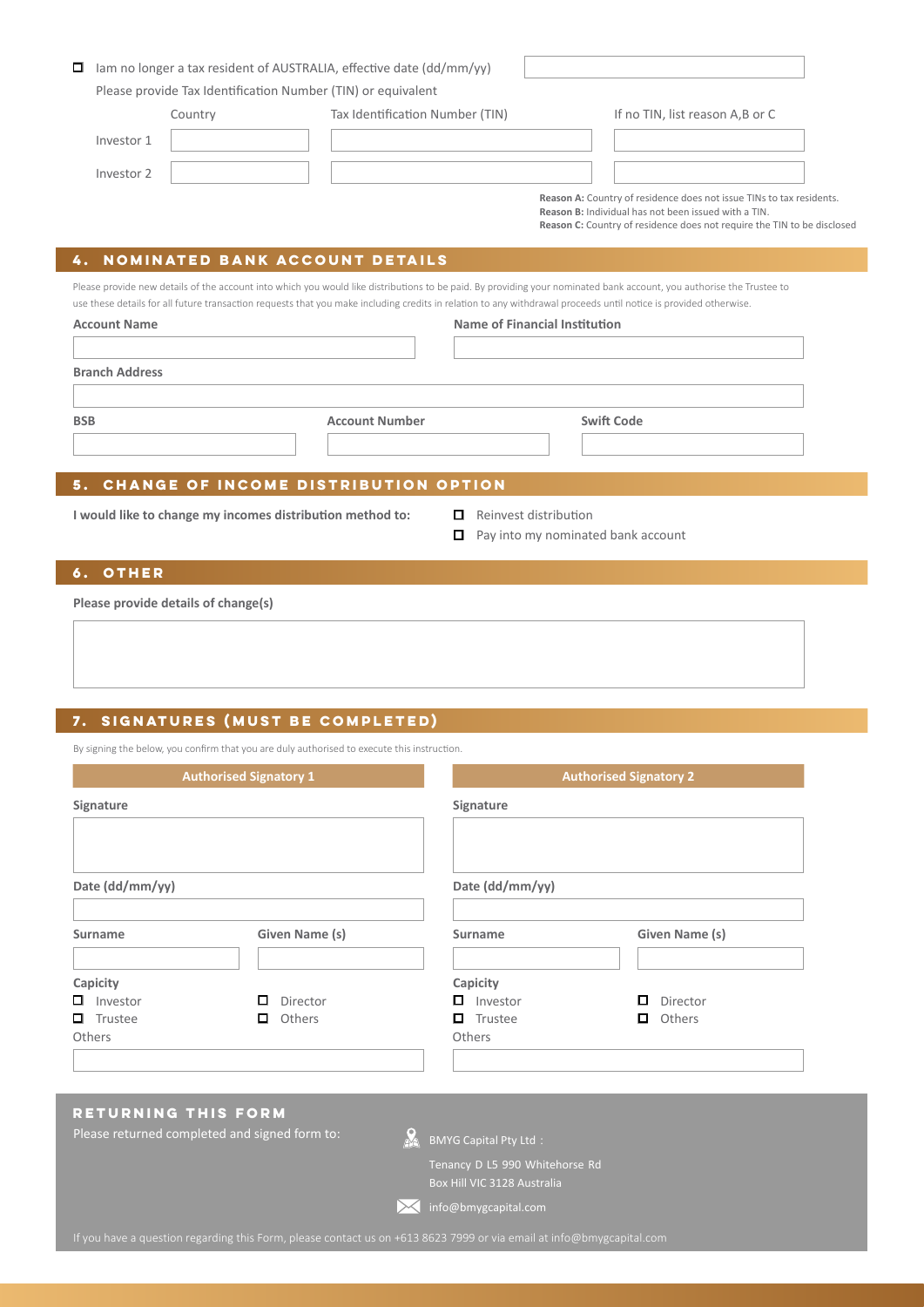☐ Iam no longer a tax resident of AUSTRALIA, effective date (dd/mm/yy)

Please provide Tax Identification Number (TIN) or equivalent

| | Country | Tax Identification Number (TIN) | If no TIN, list reason A,B or C |
|---|---|---|---|
| Investor 1 | | | |
| Investor 2 | | | |

**Reason A:** Country of residence does not issue TINs to tax residents.
**Reason B:** Individual has not been issued with a TIN.
**Reason C:** Country of residence does not require the TIN to be disclosed

## 4. NOMINATED BANK ACCOUNT DETAILS

Please provide new details of the account into which you would like distributions to be paid. By providing your nominated bank account, you authorise the Trustee to use these details for all future transaction requests that you make including credits in relation to any withdrawal proceeds until notice is provided otherwise.

**Account Name**

**Name of Financial Institution**

**Branch Address**

**BSB**

**Account Number**

**Swift Code**

## 5. CHANGE OF INCOME DISTRIBUTION OPTION

**I would like to change my incomes distribution method to:**

☐ Reinvest distribution

☐ Pay into my nominated bank account

## 6. OTHER

**Please provide details of change(s)**

## 7. SIGNATURES (MUST BE COMPLETED)

By signing the below, you confirm that you are duly authorised to execute this instruction.

**Authorised Signatory 1**

**Signature**

**Date (dd/mm/yy)**

**Surname**

**Given Name (s)**

**Capacity**

☐ Investor ☐ Director

☐ Trustee ☐ Others

Others

**Authorised Signatory 2**

**Signature**

**Date (dd/mm/yy)**

**Surname**

**Given Name (s)**

**Capacity**

☐ Investor ☐ Director

☐ Trustee ☐ Others

Others

## RETURNING THIS FORM

Please returned completed and signed form to:

BMYG Capital Pty Ltd :

Tenancy D L5 990 Whitehorse Rd

Box Hill VIC 3128 Australia

info@bmygcapital.com

If you have a question regarding this Form, please contact us on +613 8623 7999 or via email at info@bmygcapital.com